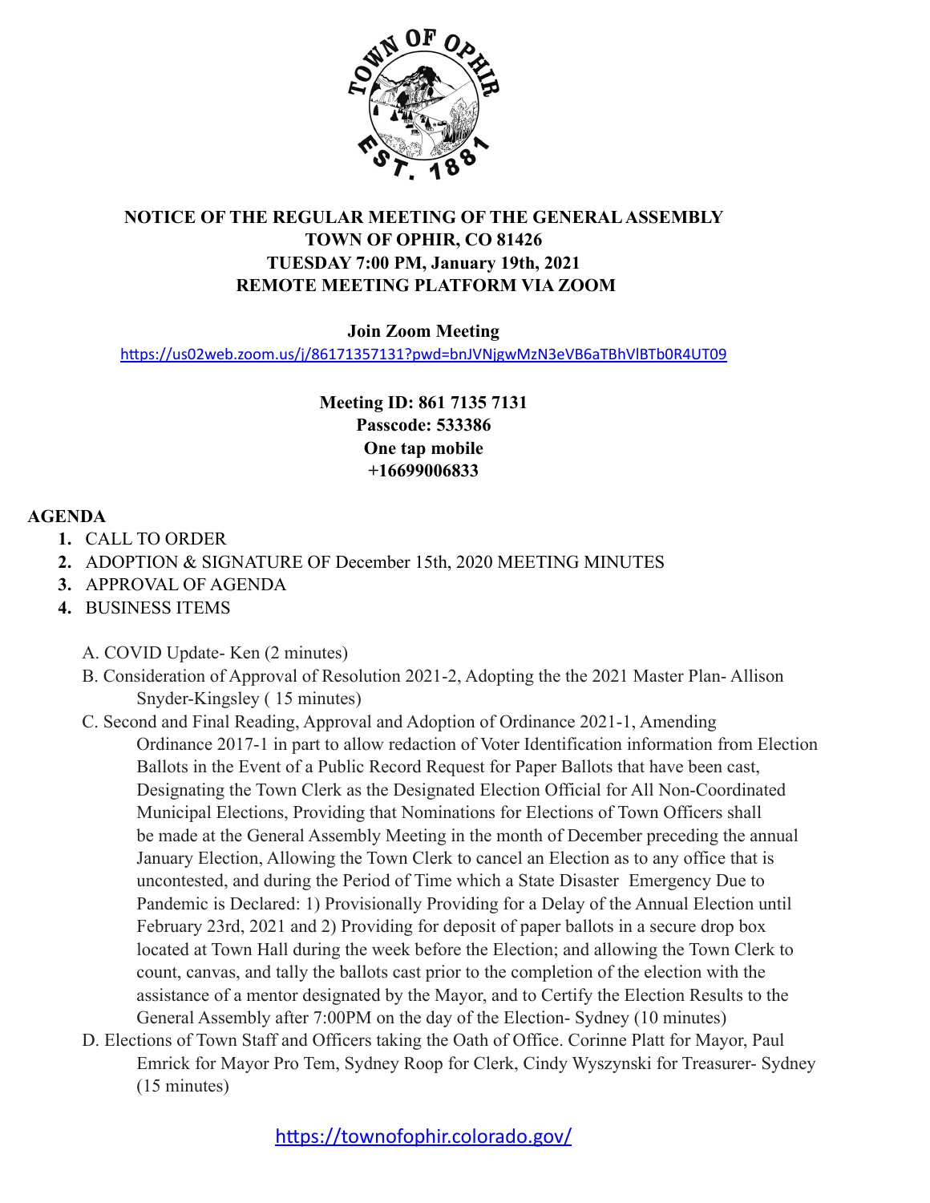**NOTICE OF THE REGULAR MEETING OF THE GENERAL ASSEMBLY**
**TOWN OF OPHIR, CO 81426**
**TUESDAY 7:00 PM, January 19th, 2021**
**REMOTE MEETING PLATFORM VIA ZOOM**

**Join Zoom Meeting**
https://us02web.zoom.us/j/86171357131?pwd=bnJVNjgwMzN3eVB6aTBhVlBTb0R4UT09

**Meeting ID: 861 7135 7131**
**Passcode: 533386**
**One tap mobile**
**+16699006833**

## AGENDA

1. CALL TO ORDER
2. ADOPTION & SIGNATURE OF December 15th, 2020 MEETING MINUTES
3. APPROVAL OF AGENDA
4. BUSINESS ITEMS

   A. COVID Update- Ken (2 minutes)

   B. Consideration of Approval of Resolution 2021-2, Adopting the the 2021 Master Plan- Allison Snyder-Kingsley ( 15 minutes)

   C. Second and Final Reading, Approval and Adoption of Ordinance 2021-1, Amending Ordinance 2017-1 in part to allow redaction of Voter Identification information from Election Ballots in the Event of a Public Record Request for Paper Ballots that have been cast, Designating the Town Clerk as the Designated Election Official for All Non-Coordinated Municipal Elections, Providing that Nominations for Elections of Town Officers shall be made at the General Assembly Meeting in the month of December preceding the annual January Election, Allowing the Town Clerk to cancel an Election as to any office that is uncontested, and during the Period of Time which a State Disaster Emergency Due to Pandemic is Declared: 1) Provisionally Providing for a Delay of the Annual Election until February 23rd, 2021 and 2) Providing for deposit of paper ballots in a secure drop box located at Town Hall during the week before the Election; and allowing the Town Clerk to count, canvas, and tally the ballots cast prior to the completion of the election with the assistance of a mentor designated by the Mayor, and to Certify the Election Results to the General Assembly after 7:00PM on the day of the Election- Sydney (10 minutes)

   D. Elections of Town Staff and Officers taking the Oath of Office. Corinne Platt for Mayor, Paul Emrick for Mayor Pro Tem, Sydney Roop for Clerk, Cindy Wyszynski for Treasurer- Sydney (15 minutes)

https://townofophir.colorado.gov/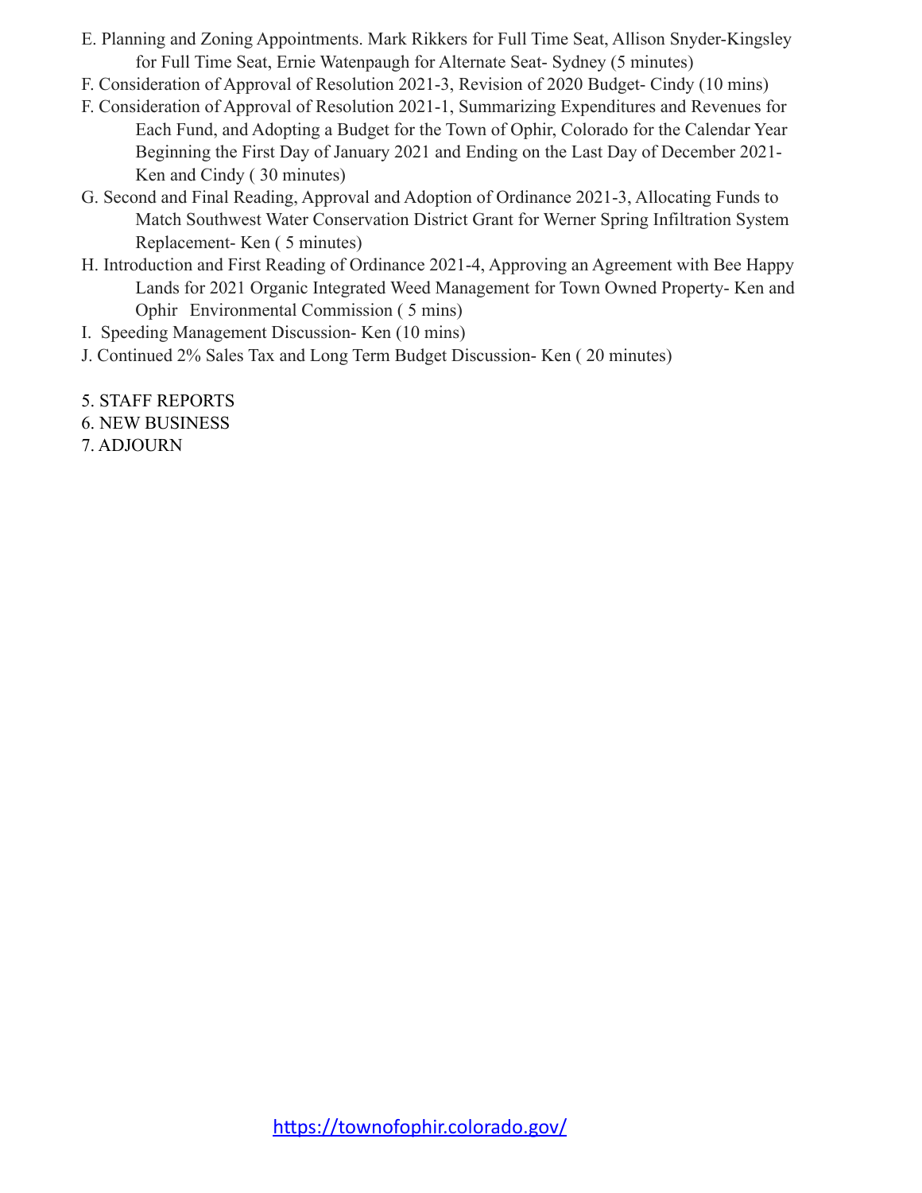E. Planning and Zoning Appointments. Mark Rikkers for Full Time Seat, Allison Snyder-Kingsley for Full Time Seat, Ernie Watenpaugh for Alternate Seat- Sydney (5 minutes)

F. Consideration of Approval of Resolution 2021-3, Revision of 2020 Budget- Cindy (10 mins)

F. Consideration of Approval of Resolution 2021-1, Summarizing Expenditures and Revenues for Each Fund, and Adopting a Budget for the Town of Ophir, Colorado for the Calendar Year Beginning the First Day of January 2021 and Ending on the Last Day of December 2021- Ken and Cindy ( 30 minutes)

G. Second and Final Reading, Approval and Adoption of Ordinance 2021-3, Allocating Funds to Match Southwest Water Conservation District Grant for Werner Spring Infiltration System Replacement- Ken ( 5 minutes)

H. Introduction and First Reading of Ordinance 2021-4, Approving an Agreement with Bee Happy Lands for 2021 Organic Integrated Weed Management for Town Owned Property- Ken and Ophir Environmental Commission ( 5 mins)

I. Speeding Management Discussion- Ken (10 mins)

J. Continued 2% Sales Tax and Long Term Budget Discussion- Ken ( 20 minutes)

5. STAFF REPORTS
6. NEW BUSINESS
7. ADJOURN

https://townofophir.colorado.gov/